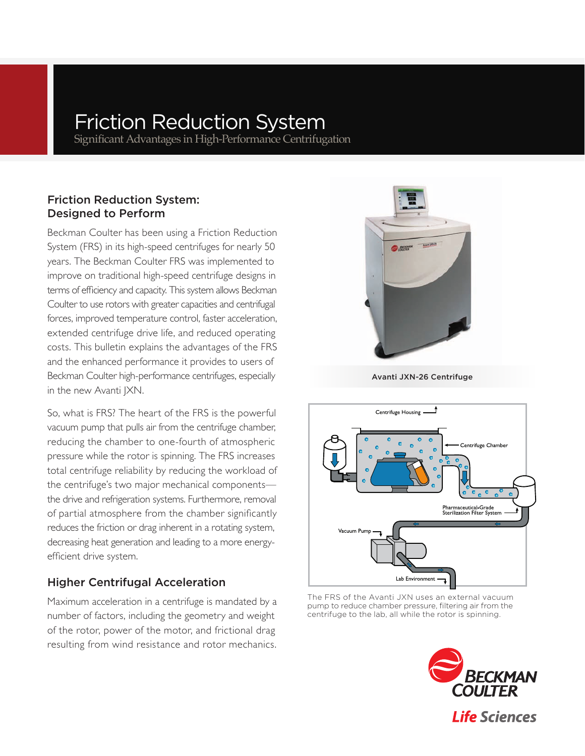# Friction Reduction System

Significant Advantages in High-Performance Centrifugation

## Friction Reduction System: Designed to Perform

Beckman Coulter has been using a Friction Reduction System (FRS) in its high-speed centrifuges for nearly 50 years. The Beckman Coulter FRS was implemented to improve on traditional high-speed centrifuge designs in terms of efficiency and capacity. This system allows Beckman Coulter to use rotors with greater capacities and centrifugal forces, improved temperature control, faster acceleration, extended centrifuge drive life, and reduced operating costs. This bulletin explains the advantages of the FRS and the enhanced performance it provides to users of Beckman Coulter high-performance centrifuges, especially in the new Avanti JXN.

So, what is FRS? The heart of the FRS is the powerful vacuum pump that pulls air from the centrifuge chamber, reducing the chamber to one-fourth of atmospheric pressure while the rotor is spinning. The FRS increases total centrifuge reliability by reducing the workload of the centrifuge's two major mechanical components—the drive and refrigeration systems. Furthermore, removal of partial atmosphere from the chamber significantly reduces the friction or drag inherent in a rotating system, decreasing heat generation and leading to a more energy-efficient drive system.

## Higher Centrifugal Acceleration

Maximum acceleration in a centrifuge is mandated by a number of factors, including the geometry and weight of the rotor, power of the motor, and frictional drag resulting from wind resistance and rotor mechanics.

Avanti JXN-26 Centrifuge

The FRS of the Avanti JXN uses an external vacuum pump to reduce chamber pressure, filtering air from the centrifuge to the lab, all while the rotor is spinning.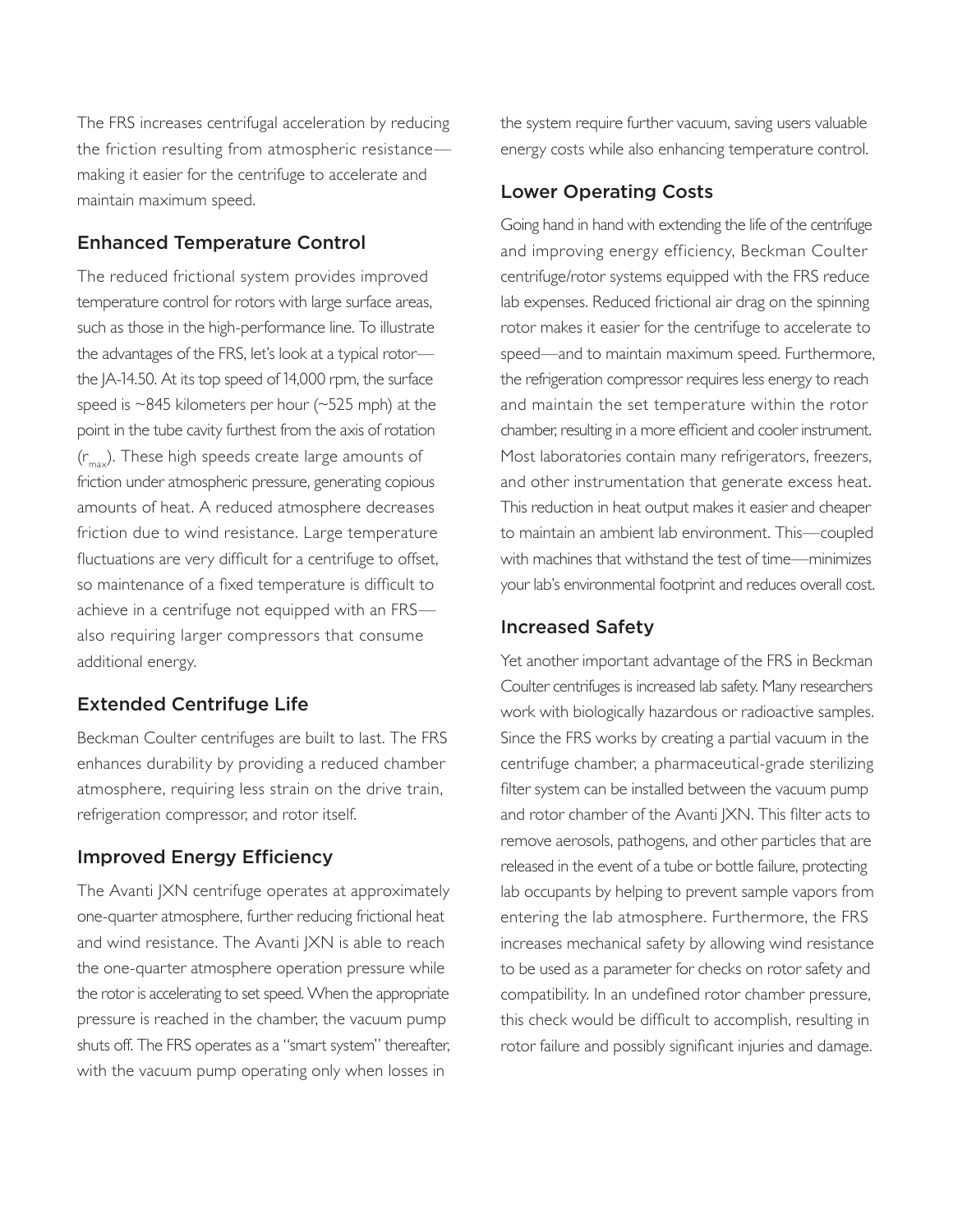The FRS increases centrifugal acceleration by reducing the friction resulting from atmospheric resistance—making it easier for the centrifuge to accelerate and maintain maximum speed.

## Enhanced Temperature Control

The reduced frictional system provides improved temperature control for rotors with large surface areas, such as those in the high-performance line. To illustrate the advantages of the FRS, let's look at a typical rotor—the JA-14.50. At its top speed of 14,000 rpm, the surface speed is ~845 kilometers per hour (~525 mph) at the point in the tube cavity furthest from the axis of rotation ($r_{max}$). These high speeds create large amounts of friction under atmospheric pressure, generating copious amounts of heat. A reduced atmosphere decreases friction due to wind resistance. Large temperature fluctuations are very difficult for a centrifuge to offset, so maintenance of a fixed temperature is difficult to achieve in a centrifuge not equipped with an FRS—also requiring larger compressors that consume additional energy.

## Extended Centrifuge Life

Beckman Coulter centrifuges are built to last. The FRS enhances durability by providing a reduced chamber atmosphere, requiring less strain on the drive train, refrigeration compressor, and rotor itself.

## Improved Energy Efficiency

The Avanti JXN centrifuge operates at approximately one-quarter atmosphere, further reducing frictional heat and wind resistance. The Avanti JXN is able to reach the one-quarter atmosphere operation pressure while the rotor is accelerating to set speed. When the appropriate pressure is reached in the chamber, the vacuum pump shuts off. The FRS operates as a "smart system" thereafter, with the vacuum pump operating only when losses in the system require further vacuum, saving users valuable energy costs while also enhancing temperature control.

## Lower Operating Costs

Going hand in hand with extending the life of the centrifuge and improving energy efficiency, Beckman Coulter centrifuge/rotor systems equipped with the FRS reduce lab expenses. Reduced frictional air drag on the spinning rotor makes it easier for the centrifuge to accelerate to speed—and to maintain maximum speed. Furthermore, the refrigeration compressor requires less energy to reach and maintain the set temperature within the rotor chamber, resulting in a more efficient and cooler instrument. Most laboratories contain many refrigerators, freezers, and other instrumentation that generate excess heat. This reduction in heat output makes it easier and cheaper to maintain an ambient lab environment. This—coupled with machines that withstand the test of time—minimizes your lab's environmental footprint and reduces overall cost.

## Increased Safety

Yet another important advantage of the FRS in Beckman Coulter centrifuges is increased lab safety. Many researchers work with biologically hazardous or radioactive samples. Since the FRS works by creating a partial vacuum in the centrifuge chamber, a pharmaceutical-grade sterilizing filter system can be installed between the vacuum pump and rotor chamber of the Avanti JXN. This filter acts to remove aerosols, pathogens, and other particles that are released in the event of a tube or bottle failure, protecting lab occupants by helping to prevent sample vapors from entering the lab atmosphere. Furthermore, the FRS increases mechanical safety by allowing wind resistance to be used as a parameter for checks on rotor safety and compatibility. In an undefined rotor chamber pressure, this check would be difficult to accomplish, resulting in rotor failure and possibly significant injuries and damage.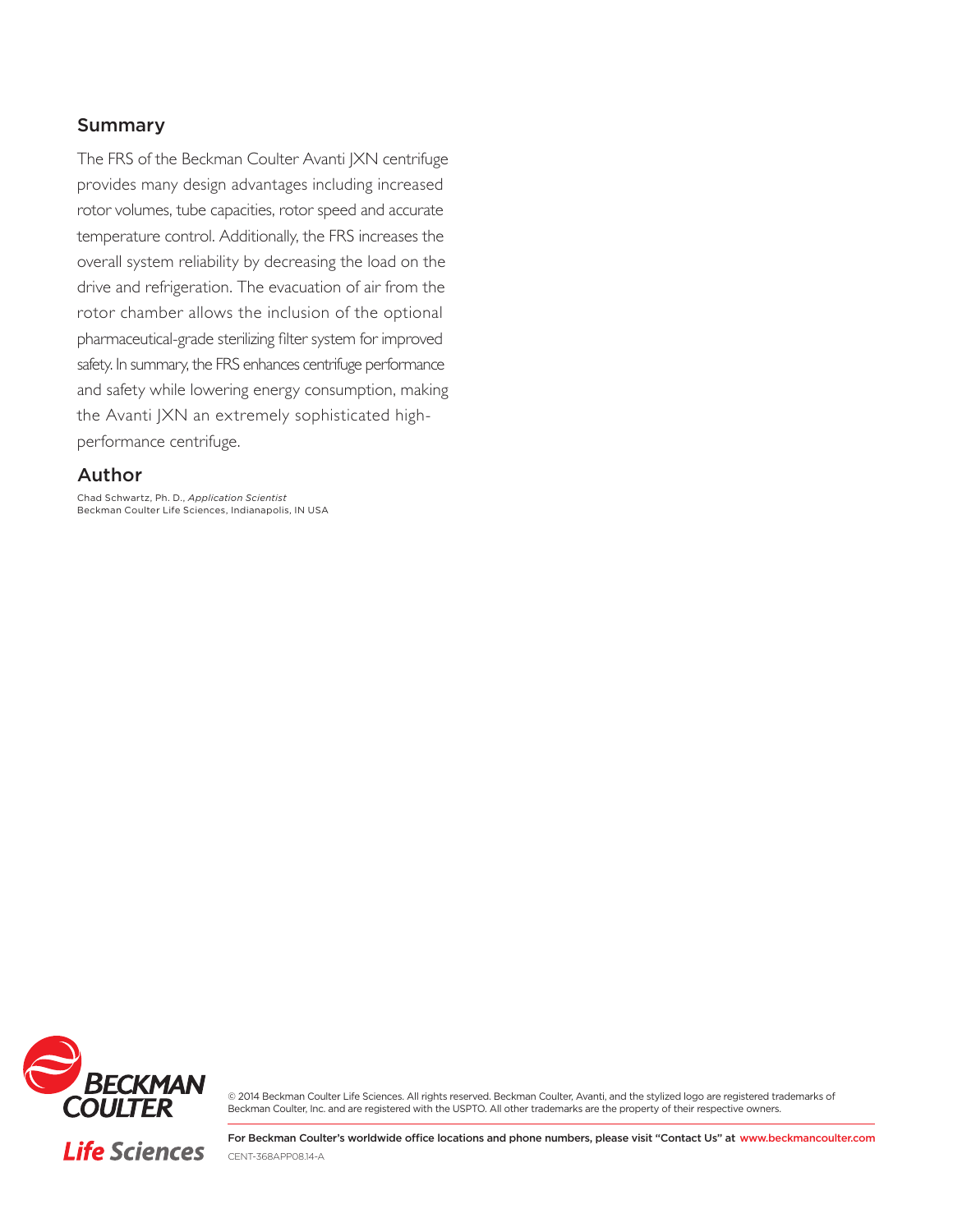## Summary

The FRS of the Beckman Coulter Avanti JXN centrifuge provides many design advantages including increased rotor volumes, tube capacities, rotor speed and accurate temperature control. Additionally, the FRS increases the overall system reliability by decreasing the load on the drive and refrigeration. The evacuation of air from the rotor chamber allows the inclusion of the optional pharmaceutical-grade sterilizing filter system for improved safety. In summary, the FRS enhances centrifuge performance and safety while lowering energy consumption, making the Avanti JXN an extremely sophisticated high-performance centrifuge.

## Author

Chad Schwartz, Ph. D., *Application Scientist*
Beckman Coulter Life Sciences, Indianapolis, IN USA

BECKMAN COULTER
Life Sciences

© 2014 Beckman Coulter Life Sciences. All rights reserved. Beckman Coulter, Avanti, and the stylized logo are registered trademarks of Beckman Coulter, Inc. and are registered with the USPTO. All other trademarks are the property of their respective owners.

**For Beckman Coulter's worldwide office locations and phone numbers, please visit "Contact Us" at www.beckmancoulter.com**

CENT-368APP08.14-A